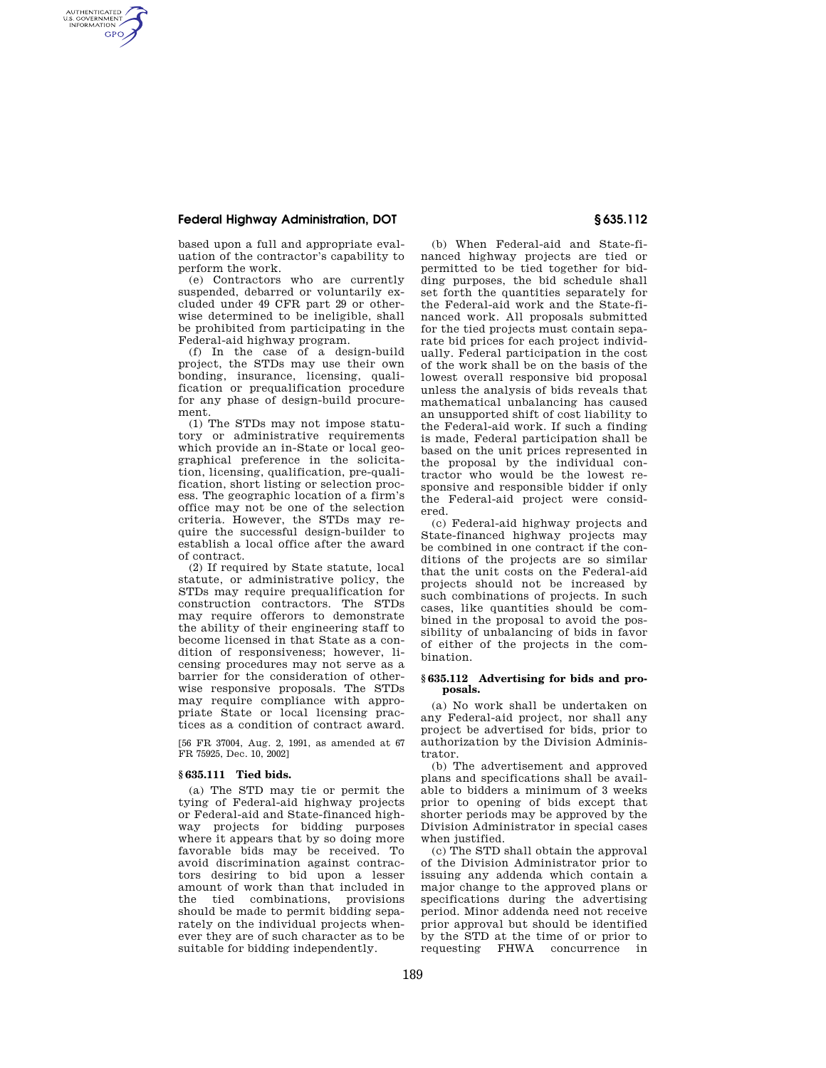based upon a full and appropriate evaluation of the contractor's capability to perform the work.

(e) Contractors who are currently suspended, debarred or voluntarily excluded under 49 CFR part 29 or otherwise determined to be ineligible, shall be prohibited from participating in the Federal-aid highway program.

(f) In the case of a design-build project, the STDs may use their own bonding, insurance, licensing, qualification or prequalification procedure for any phase of design-build procurement.

(1) The STDs may not impose statutory or administrative requirements which provide an in-State or local geographical preference in the solicitation, licensing, qualification, pre-qualification, short listing or selection process. The geographic location of a firm's office may not be one of the selection criteria. However, the STDs may require the successful design-builder to establish a local office after the award of contract.

(2) If required by State statute, local statute, or administrative policy, the STDs may require prequalification for construction contractors. The STDs may require offerors to demonstrate the ability of their engineering staff to become licensed in that State as a condition of responsiveness; however, licensing procedures may not serve as a barrier for the consideration of otherwise responsive proposals. The STDs may require compliance with appropriate State or local licensing practices as a condition of contract award.

[56 FR 37004, Aug. 2, 1991, as amended at 67 FR 75925, Dec. 10, 2002]

### § 635.111 Tied bids.

(a) The STD may tie or permit the tying of Federal-aid highway projects or Federal-aid and State-financed highway projects for bidding purposes where it appears that by so doing more favorable bids may be received. To avoid discrimination against contractors desiring to bid upon a lesser amount of work than that included in the tied combinations, provisions should be made to permit bidding separately on the individual projects whenever they are of such character as to be suitable for bidding independently.

(b) When Federal-aid and State-financed highway projects are tied or permitted to be tied together for bidding purposes, the bid schedule shall set forth the quantities separately for the Federal-aid work and the State-financed work. All proposals submitted for the tied projects must contain separate bid prices for each project individually. Federal participation in the cost of the work shall be on the basis of the lowest overall responsive bid proposal unless the analysis of bids reveals that mathematical unbalancing has caused an unsupported shift of cost liability to the Federal-aid work. If such a finding is made, Federal participation shall be based on the unit prices represented in the proposal by the individual contractor who would be the lowest responsive and responsible bidder if only the Federal-aid project were considered.

(c) Federal-aid highway projects and State-financed highway projects may be combined in one contract if the conditions of the projects are so similar that the unit costs on the Federal-aid projects should not be increased by such combinations of projects. In such cases, like quantities should be combined in the proposal to avoid the possibility of unbalancing of bids in favor of either of the projects in the combination.

### § 635.112 Advertising for bids and proposals.

(a) No work shall be undertaken on any Federal-aid project, nor shall any project be advertised for bids, prior to authorization by the Division Administrator.

(b) The advertisement and approved plans and specifications shall be available to bidders a minimum of 3 weeks prior to opening of bids except that shorter periods may be approved by the Division Administrator in special cases when justified.

(c) The STD shall obtain the approval of the Division Administrator prior to issuing any addenda which contain a major change to the approved plans or specifications during the advertising period. Minor addenda need not receive prior approval but should be identified by the STD at the time of or prior to requesting FHWA concurrence in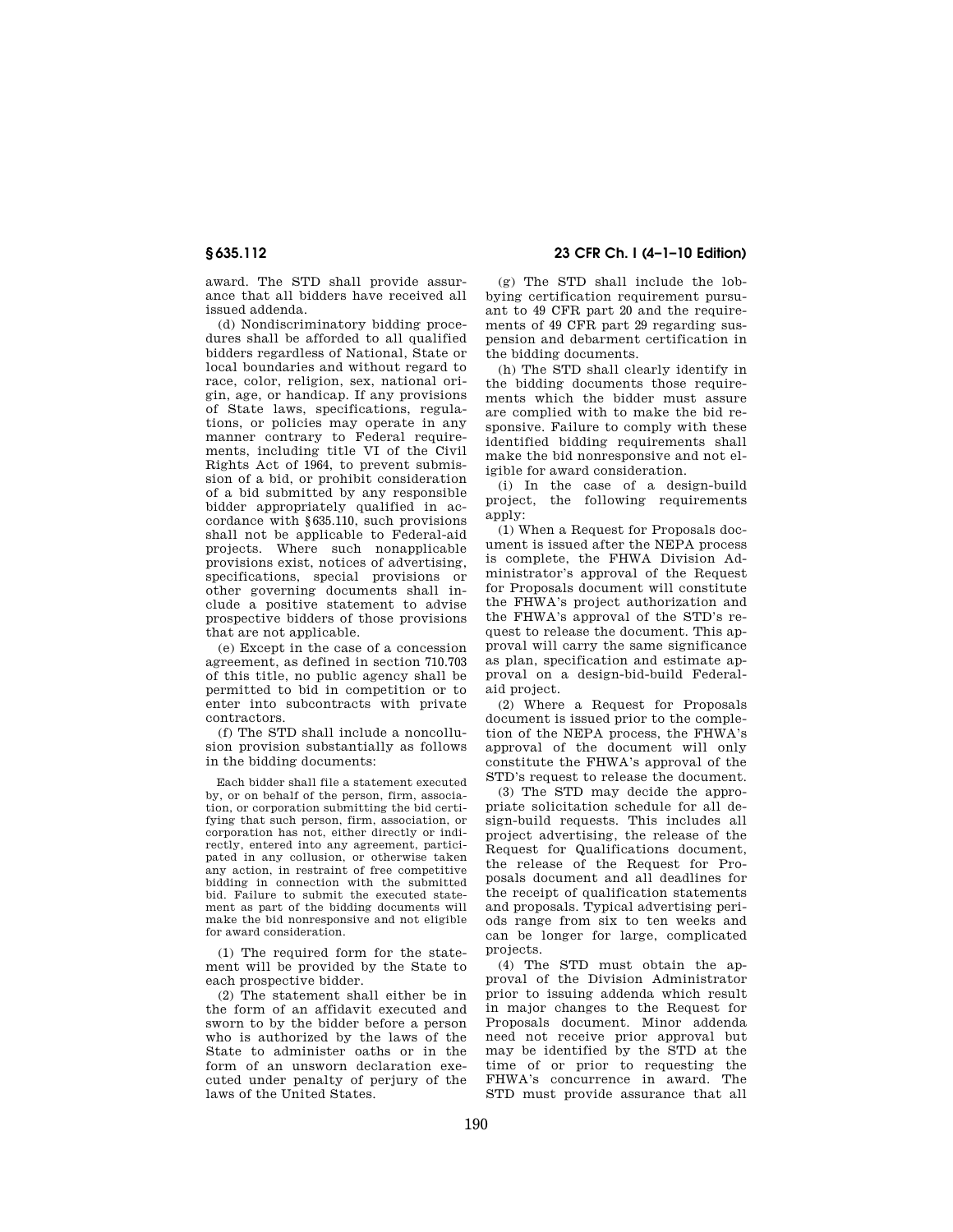award. The STD shall provide assurance that all bidders have received all issued addenda.

(d) Nondiscriminatory bidding procedures shall be afforded to all qualified bidders regardless of National, State or local boundaries and without regard to race, color, religion, sex, national origin, age, or handicap. If any provisions of State laws, specifications, regulations, or policies may operate in any manner contrary to Federal requirements, including title VI of the Civil Rights Act of 1964, to prevent submission of a bid, or prohibit consideration of a bid submitted by any responsible bidder appropriately qualified in accordance with §635.110, such provisions shall not be applicable to Federal-aid projects. Where such nonapplicable provisions exist, notices of advertising, specifications, special provisions or other governing documents shall include a positive statement to advise prospective bidders of those provisions that are not applicable.

(e) Except in the case of a concession agreement, as defined in section 710.703 of this title, no public agency shall be permitted to bid in competition or to enter into subcontracts with private contractors.

(f) The STD shall include a noncollusion provision substantially as follows in the bidding documents:

> Each bidder shall file a statement executed by, or on behalf of the person, firm, association, or corporation submitting the bid certifying that such person, firm, association, or corporation has not, either directly or indirectly, entered into any agreement, participated in any collusion, or otherwise taken any action, in restraint of free competitive bidding in connection with the submitted bid. Failure to submit the executed statement as part of the bidding documents will make the bid nonresponsive and not eligible for award consideration.

(1) The required form for the statement will be provided by the State to each prospective bidder.

(2) The statement shall either be in the form of an affidavit executed and sworn to by the bidder before a person who is authorized by the laws of the State to administer oaths or in the form of an unsworn declaration executed under penalty of perjury of the laws of the United States.

(g) The STD shall include the lobbying certification requirement pursuant to 49 CFR part 20 and the requirements of 49 CFR part 29 regarding suspension and debarment certification in the bidding documents.

(h) The STD shall clearly identify in the bidding documents those requirements which the bidder must assure are complied with to make the bid responsive. Failure to comply with these identified bidding requirements shall make the bid nonresponsive and not eligible for award consideration.

(i) In the case of a design-build project, the following requirements apply:

(1) When a Request for Proposals document is issued after the NEPA process is complete, the FHWA Division Administrator's approval of the Request for Proposals document will constitute the FHWA's project authorization and the FHWA's approval of the STD's request to release the document. This approval will carry the same significance as plan, specification and estimate approval on a design-bid-build Federal-aid project.

(2) Where a Request for Proposals document is issued prior to the completion of the NEPA process, the FHWA's approval of the document will only constitute the FHWA's approval of the STD's request to release the document.

(3) The STD may decide the appropriate solicitation schedule for all design-build requests. This includes all project advertising, the release of the Request for Qualifications document, the release of the Request for Proposals document and all deadlines for the receipt of qualification statements and proposals. Typical advertising periods range from six to ten weeks and can be longer for large, complicated projects.

(4) The STD must obtain the approval of the Division Administrator prior to issuing addenda which result in major changes to the Request for Proposals document. Minor addenda need not receive prior approval but may be identified by the STD at the time of or prior to requesting the FHWA's concurrence in award. The STD must provide assurance that all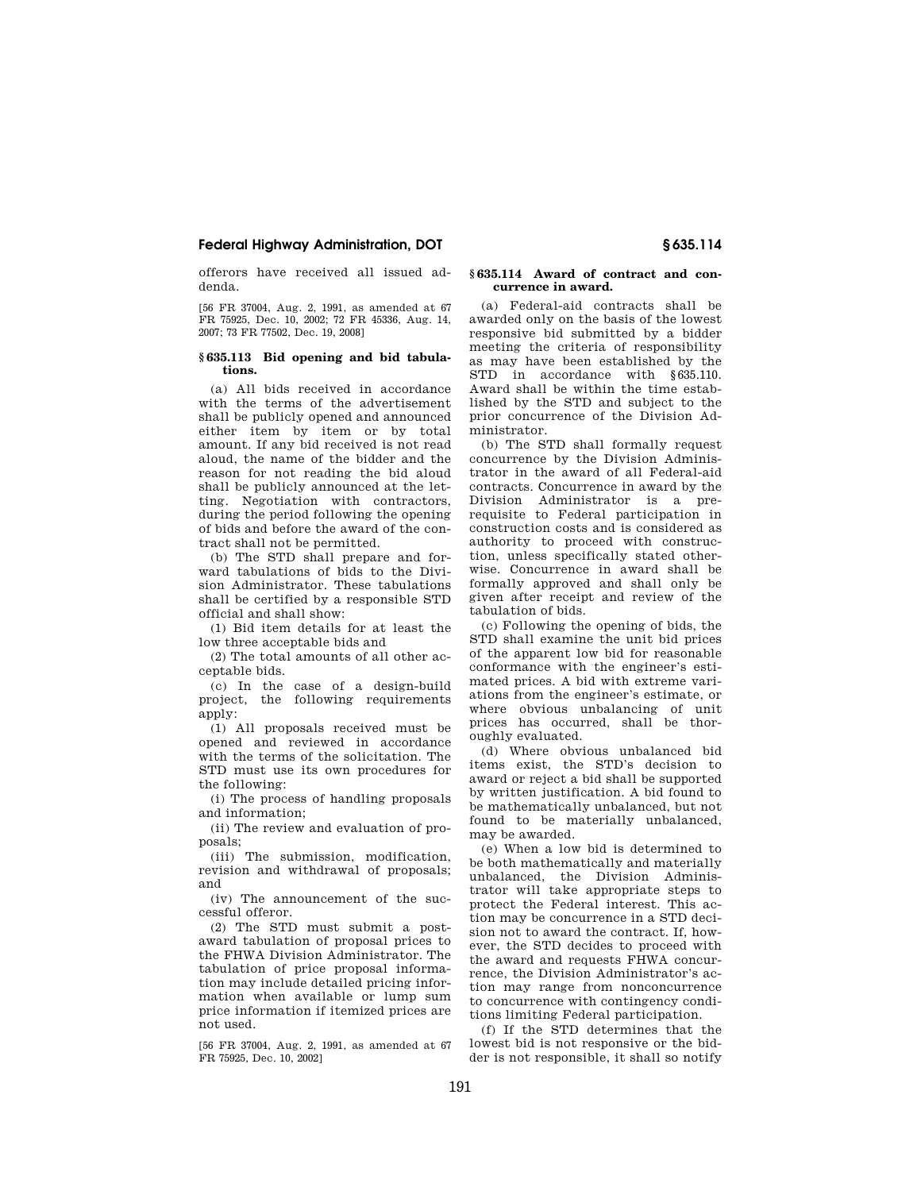offerors have received all issued addenda.

[56 FR 37004, Aug. 2, 1991, as amended at 67 FR 75925, Dec. 10, 2002; 72 FR 45336, Aug. 14, 2007; 73 FR 77502, Dec. 19, 2008]

### § 635.113 Bid opening and bid tabulations.

(a) All bids received in accordance with the terms of the advertisement shall be publicly opened and announced either item by item or by total amount. If any bid received is not read aloud, the name of the bidder and the reason for not reading the bid aloud shall be publicly announced at the letting. Negotiation with contractors, during the period following the opening of bids and before the award of the contract shall not be permitted.

(b) The STD shall prepare and forward tabulations of bids to the Division Administrator. These tabulations shall be certified by a responsible STD official and shall show:

(1) Bid item details for at least the low three acceptable bids and

(2) The total amounts of all other acceptable bids.

(c) In the case of a design-build project, the following requirements apply:

(1) All proposals received must be opened and reviewed in accordance with the terms of the solicitation. The STD must use its own procedures for the following:

(i) The process of handling proposals and information;

(ii) The review and evaluation of proposals;

(iii) The submission, modification, revision and withdrawal of proposals; and

(iv) The announcement of the successful offeror.

(2) The STD must submit a post-award tabulation of proposal prices to the FHWA Division Administrator. The tabulation of price proposal information may include detailed pricing information when available or lump sum price information if itemized prices are not used.

[56 FR 37004, Aug. 2, 1991, as amended at 67 FR 75925, Dec. 10, 2002]

### § 635.114 Award of contract and concurrence in award.

(a) Federal-aid contracts shall be awarded only on the basis of the lowest responsive bid submitted by a bidder meeting the criteria of responsibility as may have been established by the STD in accordance with § 635.110. Award shall be within the time established by the STD and subject to the prior concurrence of the Division Administrator.

(b) The STD shall formally request concurrence by the Division Administrator in the award of all Federal-aid contracts. Concurrence in award by the Division Administrator is a prerequisite to Federal participation in construction costs and is considered as authority to proceed with construction, unless specifically stated otherwise. Concurrence in award shall be formally approved and shall only be given after receipt and review of the tabulation of bids.

(c) Following the opening of bids, the STD shall examine the unit bid prices of the apparent low bid for reasonable conformance with the engineer's estimated prices. A bid with extreme variations from the engineer's estimate, or where obvious unbalancing of unit prices has occurred, shall be thoroughly evaluated.

(d) Where obvious unbalanced bid items exist, the STD's decision to award or reject a bid shall be supported by written justification. A bid found to be mathematically unbalanced, but not found to be materially unbalanced, may be awarded.

(e) When a low bid is determined to be both mathematically and materially unbalanced, the Division Administrator will take appropriate steps to protect the Federal interest. This action may be concurrence in a STD decision not to award the contract. If, however, the STD decides to proceed with the award and requests FHWA concurrence, the Division Administrator's action may range from nonconcurrence to concurrence with contingency conditions limiting Federal participation.

(f) If the STD determines that the lowest bid is not responsive or the bidder is not responsible, it shall so notify